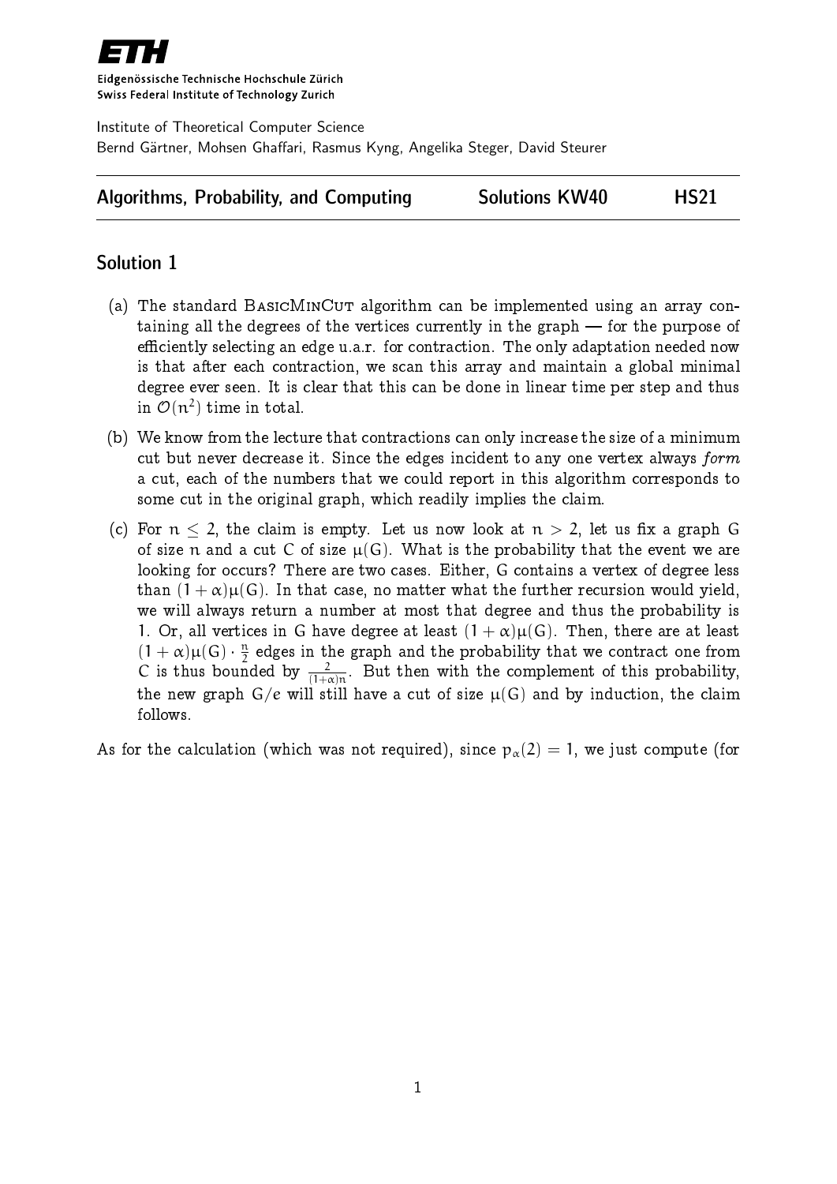Eidgenössische Technische Hochschule Zürich
Swiss Federal Institute of Technology Zurich

Institute of Theoretical Computer Science
Bernd Gärtner, Mohsen Ghaffari, Rasmus Kyng, Angelika Steger, David Steurer

**Algorithms, Probability, and Computing** — **Solutions KW40** — **HS21**

## Solution 1

(a) The standard BasicMinCut algorithm can be implemented using an array containing all the degrees of the vertices currently in the graph — for the purpose of efficiently selecting an edge u.a.r. for contraction. The only adaptation needed now is that after each contraction, we scan this array and maintain a global minimal degree ever seen. It is clear that this can be done in linear time per step and thus in $\mathcal{O}(n^2)$ time in total.

(b) We know from the lecture that contractions can only increase the size of a minimum cut but never decrease it. Since the edges incident to any one vertex always *form* a cut, each of the numbers that we could report in this algorithm corresponds to some cut in the original graph, which readily implies the claim.

(c) For $n \leq 2$, the claim is empty. Let us now look at $n > 2$, let us fix a graph $G$ of size $n$ and a cut $C$ of size $\mu(G)$. What is the probability that the event we are looking for occurs? There are two cases. Either, $G$ contains a vertex of degree less than $(1+\alpha)\mu(G)$. In that case, no matter what the further recursion would yield, we will always return a number at most that degree and thus the probability is 1. Or, all vertices in $G$ have degree at least $(1+\alpha)\mu(G)$. Then, there are at least $(1+\alpha)\mu(G) \cdot \frac{n}{2}$ edges in the graph and the probability that we contract one from $C$ is thus bounded by $\frac{2}{(1+\alpha)n}$. But then with the complement of this probability, the new graph $G/e$ will still have a cut of size $\mu(G)$ and by induction, the claim follows.

As for the calculation (which was not required), since $p_\alpha(2) = 1$, we just compute (for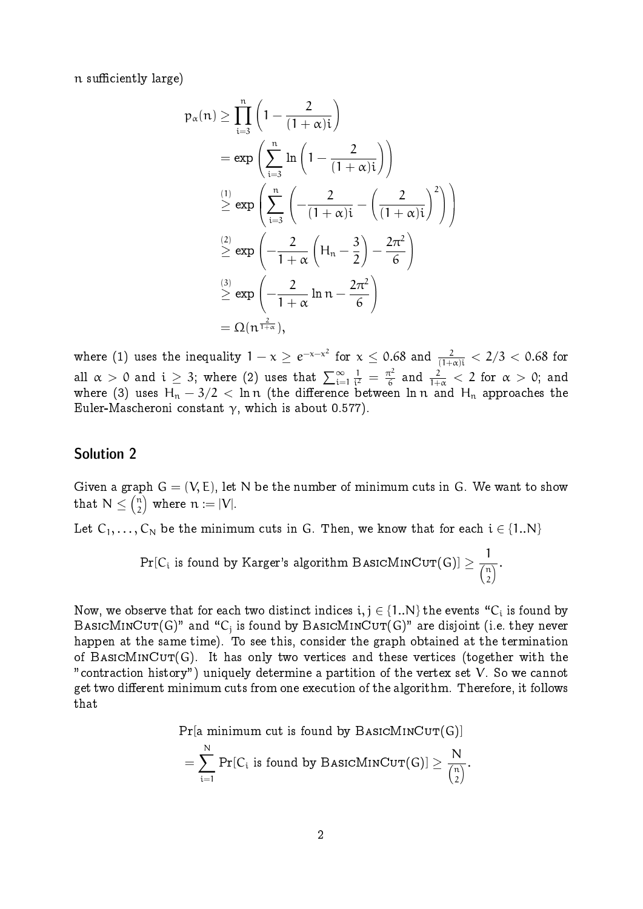n sufficiently large)

$$
\begin{aligned}
p_\alpha(n) &\geq \prod_{i=3}^{n} \left(1 - \frac{2}{(1+\alpha)i}\right) \\
&= \exp\left(\sum_{i=3}^{n} \ln\left(1 - \frac{2}{(1+\alpha)i}\right)\right) \\
&\overset{(1)}{\geq} \exp\left(\sum_{i=3}^{n} \left(-\frac{2}{(1+\alpha)i} - \left(\frac{2}{(1+\alpha)i}\right)^2\right)\right) \\
&\overset{(2)}{\geq} \exp\left(-\frac{2}{1+\alpha}\left(H_n - \frac{3}{2}\right) - \frac{2\pi^2}{6}\right) \\
&\overset{(3)}{\geq} \exp\left(-\frac{2}{1+\alpha}\ln n - \frac{2\pi^2}{6}\right) \\
&= \Omega(n^{\frac{2}{1+\alpha}}),
\end{aligned}
$$

where (1) uses the inequality $1 - x \geq e^{-x-x^2}$ for $x \leq 0.68$ and $\frac{2}{(1+\alpha)i} < 2/3 < 0.68$ for all $\alpha > 0$ and $i \geq 3$; where (2) uses that $\sum_{i=1}^{\infty} \frac{1}{i^2} = \frac{\pi^2}{6}$ and $\frac{2}{1+\alpha} < 2$ for $\alpha > 0$; and where (3) uses $H_n - 3/2 < \ln n$ (the difference between $\ln n$ and $H_n$ approaches the Euler-Mascheroni constant $\gamma$, which is about 0.577).

## Solution 2

Given a graph $G = (V, E)$, let $N$ be the number of minimum cuts in $G$. We want to show that $N \leq \binom{n}{2}$ where $n := |V|$.

Let $C_1, \ldots, C_N$ be the minimum cuts in $G$. Then, we know that for each $i \in \{1..N\}$

$$
\Pr[C_i \text{ is found by Karger's algorithm } \textsc{BasicMinCut}(G)] \geq \frac{1}{\binom{n}{2}}.
$$

Now, we observe that for each two distinct indices $i, j \in \{1..N\}$ the events "$C_i$ is found by $\textsc{BasicMinCut}(G)$" and "$C_j$ is found by $\textsc{BasicMinCut}(G)$" are disjoint (i.e. they never happen at the same time). To see this, consider the graph obtained at the termination of $\textsc{BasicMinCut}(G)$. It has only two vertices and these vertices (together with the "contraction history") uniquely determine a partition of the vertex set $V$. So we cannot get two different minimum cuts from one execution of the algorithm. Therefore, it follows that

$$
\begin{aligned}
&\Pr[\text{a minimum cut is found by } \textsc{BasicMinCut}(G)] \\
&= \sum_{i=1}^{N} \Pr[C_i \text{ is found by } \textsc{BasicMinCut}(G)] \geq \frac{N}{\binom{n}{2}}.
\end{aligned}
$$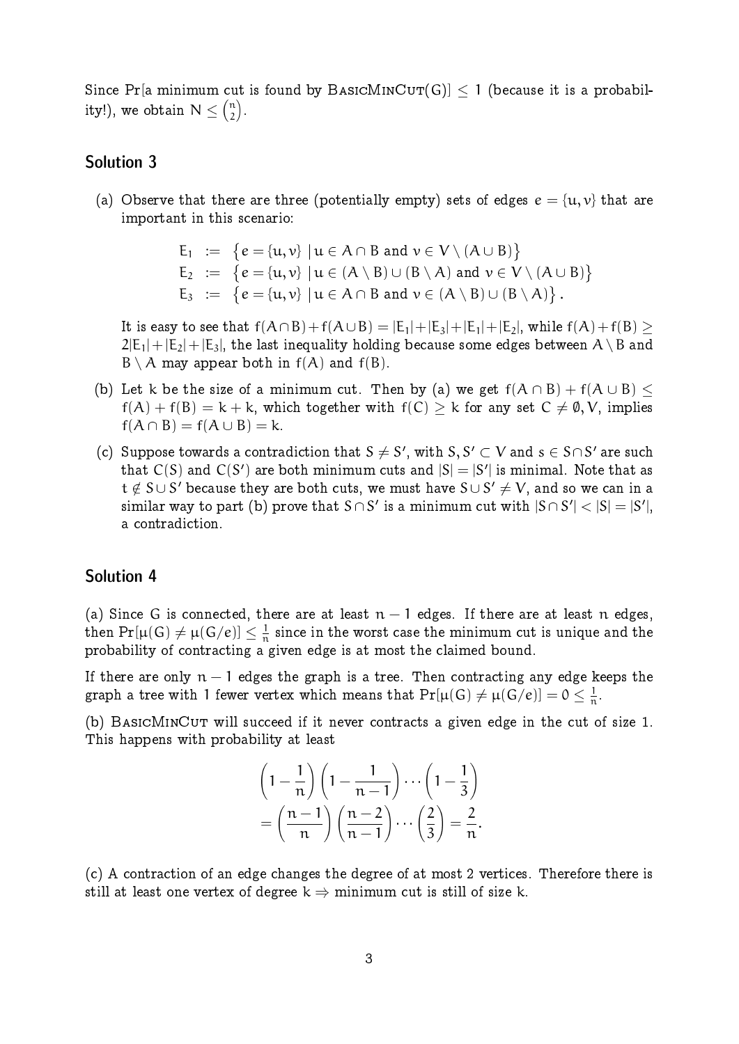Since Pr[a minimum cut is found by BasicMinCut(G)] $\leq 1$ (because it is a probability!), we obtain $N \leq \binom{n}{2}$.

## Solution 3

(a) Observe that there are three (potentially empty) sets of edges $e = \{u, v\}$ that are important in this scenario:

$$
\begin{aligned}
E_1 &:= \{e = \{u, v\} \mid u \in A \cap B \text{ and } v \in V \setminus (A \cup B)\} \\
E_2 &:= \{e = \{u, v\} \mid u \in (A \setminus B) \cup (B \setminus A) \text{ and } v \in V \setminus (A \cup B)\} \\
E_3 &:= \{e = \{u, v\} \mid u \in A \cap B \text{ and } v \in (A \setminus B) \cup (B \setminus A)\}.
\end{aligned}
$$

It is easy to see that $f(A \cap B) + f(A \cup B) = |E_1| + |E_3| + |E_1| + |E_2|$, while $f(A) + f(B) \geq 2|E_1| + |E_2| + |E_3|$, the last inequality holding because some edges between $A \setminus B$ and $B \setminus A$ may appear both in $f(A)$ and $f(B)$.

(b) Let $k$ be the size of a minimum cut. Then by (a) we get $f(A \cap B) + f(A \cup B) \leq f(A) + f(B) = k + k$, which together with $f(C) \geq k$ for any set $C \neq \emptyset, V$, implies $f(A \cap B) = f(A \cup B) = k$.

(c) Suppose towards a contradiction that $S \neq S'$, with $S, S' \subset V$ and $s \in S \cap S'$ are such that $C(S)$ and $C(S')$ are both minimum cuts and $|S| = |S'|$ is minimal. Note that as $t \notin S \cup S'$ because they are both cuts, we must have $S \cup S' \neq V$, and so we can in a similar way to part (b) prove that $S \cap S'$ is a minimum cut with $|S \cap S'| < |S| = |S'|$, a contradiction.

## Solution 4

(a) Since $G$ is connected, there are at least $n - 1$ edges. If there are at least $n$ edges, then $\Pr[\mu(G) \neq \mu(G/e)] \leq \frac{1}{n}$ since in the worst case the minimum cut is unique and the probability of contracting a given edge is at most the claimed bound.

If there are only $n - 1$ edges the graph is a tree. Then contracting any edge keeps the graph a tree with 1 fewer vertex which means that $\Pr[\mu(G) \neq \mu(G/e)] = 0 \leq \frac{1}{n}$.

(b) BasicMinCut will succeed if it never contracts a given edge in the cut of size 1. This happens with probability at least

$$
\left(1 - \frac{1}{n}\right)\left(1 - \frac{1}{n-1}\right) \cdots \left(1 - \frac{1}{3}\right)
$$
$$
= \left(\frac{n-1}{n}\right)\left(\frac{n-2}{n-1}\right) \cdots \left(\frac{2}{3}\right) = \frac{2}{n}.
$$

(c) A contraction of an edge changes the degree of at most 2 vertices. Therefore there is still at least one vertex of degree $k \Rightarrow$ minimum cut is still of size $k$.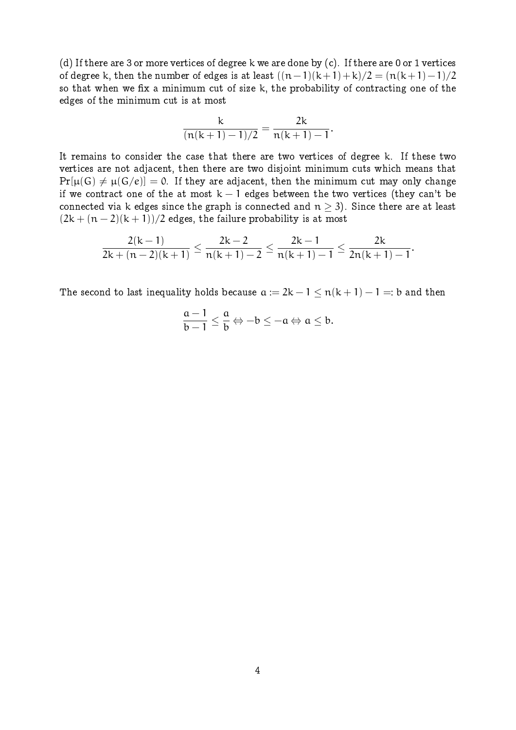(d) If there are 3 or more vertices of degree $k$ we are done by (c). If there are 0 or 1 vertices of degree $k$, then the number of edges is at least $((n-1)(k+1)+k)/2 = (n(k+1)-1)/2$ so that when we fix a minimum cut of size $k$, the probability of contracting one of the edges of the minimum cut is at most

$$\frac{k}{(n(k+1)-1)/2} = \frac{2k}{n(k+1)-1}.$$

It remains to consider the case that there are two vertices of degree $k$. If these two vertices are not adjacent, then there are two disjoint minimum cuts which means that $\Pr[\mu(G) \neq \mu(G/e)] = 0$. If they are adjacent, then the minimum cut may only change if we contract one of the at most $k-1$ edges between the two vertices (they can't be connected via $k$ edges since the graph is connected and $n \geq 3$). Since there are at least $(2k + (n-2)(k+1))/2$ edges, the failure probability is at most

$$\frac{2(k-1)}{2k+(n-2)(k+1)} \leq \frac{2k-2}{n(k+1)-2} \leq \frac{2k-1}{n(k+1)-1} \leq \frac{2k}{2n(k+1)-1}.$$

The second to last inequality holds because $a := 2k-1 \leq n(k+1)-1 =: b$ and then

$$\frac{a-1}{b-1} \leq \frac{a}{b} \Leftrightarrow -b \leq -a \Leftrightarrow a \leq b.$$